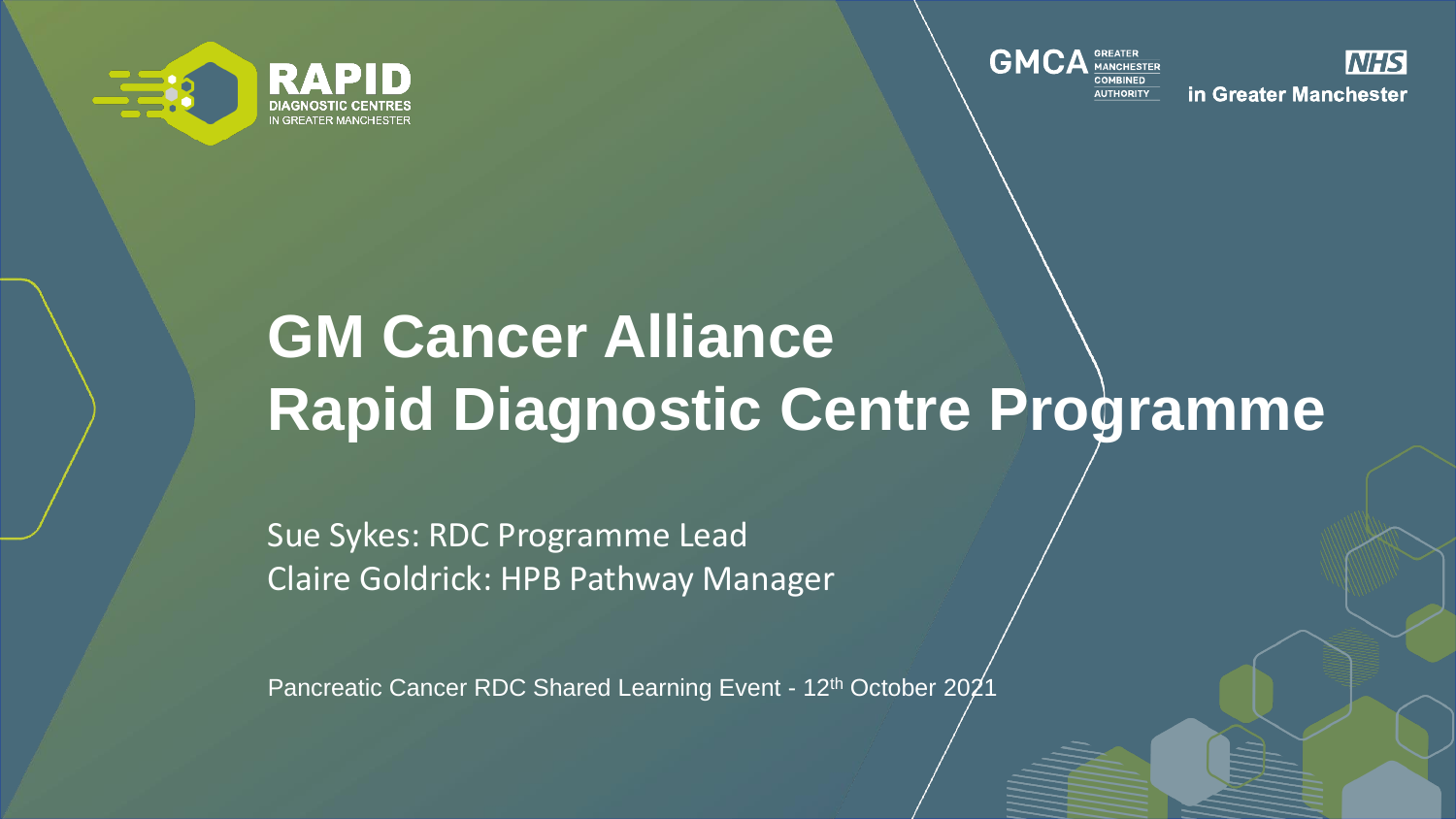RAPID DIAGNOSTIC CENTRES IN GREATER MANCHESTER

GMCA GREATER MANCHESTER COMBINED AUTHORITY

NHS in Greater Manchester

# GM Cancer Alliance Rapid Diagnostic Centre Programme

Sue Sykes: RDC Programme Lead
Claire Goldrick: HPB Pathway Manager

Pancreatic Cancer RDC Shared Learning Event - 12th October 2021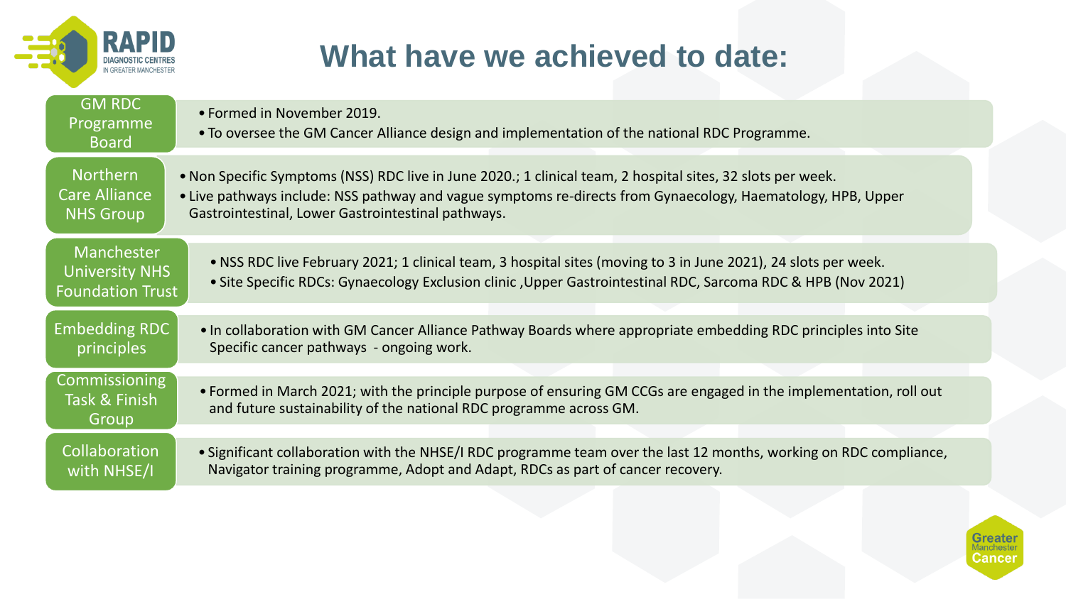# What have we achieved to date:

| | |
|---|---|
| GM RDC Programme Board | • Formed in November 2019.<br>• To oversee the GM Cancer Alliance design and implementation of the national RDC Programme. |
| Northern Care Alliance NHS Group | • Non Specific Symptoms (NSS) RDC live in June 2020.; 1 clinical team, 2 hospital sites, 32 slots per week.<br>• Live pathways include: NSS pathway and vague symptoms re-directs from Gynaecology, Haematology, HPB, Upper Gastrointestinal, Lower Gastrointestinal pathways. |
| Manchester University NHS Foundation Trust | • NSS RDC live February 2021; 1 clinical team, 3 hospital sites (moving to 3 in June 2021), 24 slots per week.<br>• Site Specific RDCs: Gynaecology Exclusion clinic ,Upper Gastrointestinal RDC, Sarcoma RDC & HPB (Nov 2021) |
| Embedding RDC principles | • In collaboration with GM Cancer Alliance Pathway Boards where appropriate embedding RDC principles into Site Specific cancer pathways - ongoing work. |
| Commissioning Task & Finish Group | • Formed in March 2021; with the principle purpose of ensuring GM CCGs are engaged in the implementation, roll out and future sustainability of the national RDC programme across GM. |
| Collaboration with NHSE/I | • Significant collaboration with the NHSE/I RDC programme team over the last 12 months, working on RDC compliance, Navigator training programme, Adopt and Adapt, RDCs as part of cancer recovery. |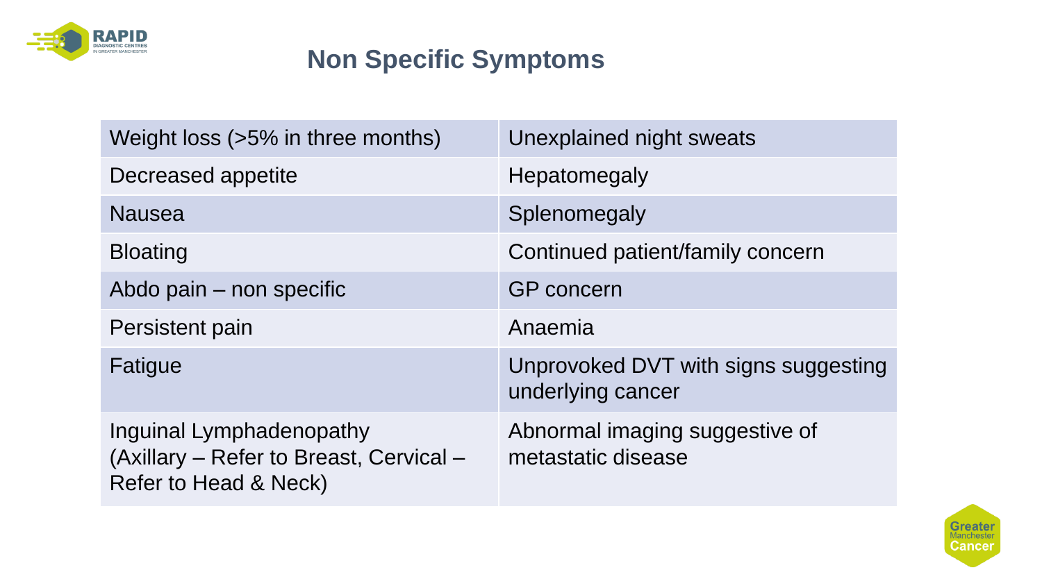# Non Specific Symptoms

| | |
|---|---|
| Weight loss (>5% in three months) | Unexplained night sweats |
| Decreased appetite | Hepatomegaly |
| Nausea | Splenomegaly |
| Bloating | Continued patient/family concern |
| Abdo pain – non specific | GP concern |
| Persistent pain | Anaemia |
| Fatigue | Unprovoked DVT with signs suggesting underlying cancer |
| Inguinal Lymphadenopathy (Axillary – Refer to Breast, Cervical – Refer to Head & Neck) | Abnormal imaging suggestive of metastatic disease |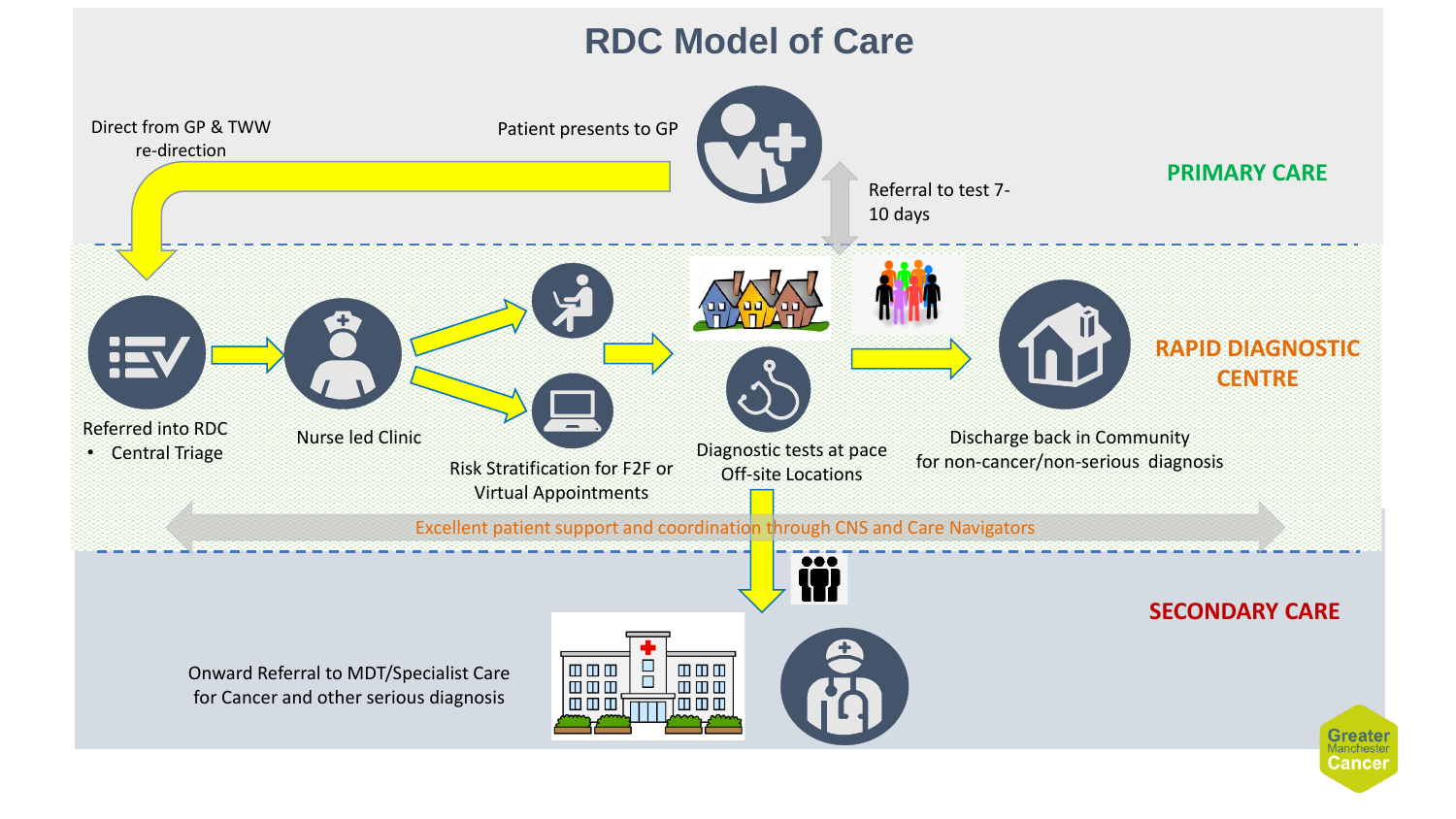# RDC Model of Care

PRIMARY CARE

Direct from GP & TWW re-direction

Patient presents to GP

Referral to test 7-10 days

RAPID DIAGNOSTIC CENTRE

Referred into RDC

- Central Triage

Nurse led Clinic

Risk Stratification for F2F or Virtual Appointments

Diagnostic tests at pace Off-site Locations

Discharge back in Community for non-cancer/non-serious diagnosis

Excellent patient support and coordination through CNS and Care Navigators

SECONDARY CARE

Onward Referral to MDT/Specialist Care for Cancer and other serious diagnosis

Greater Manchester Cancer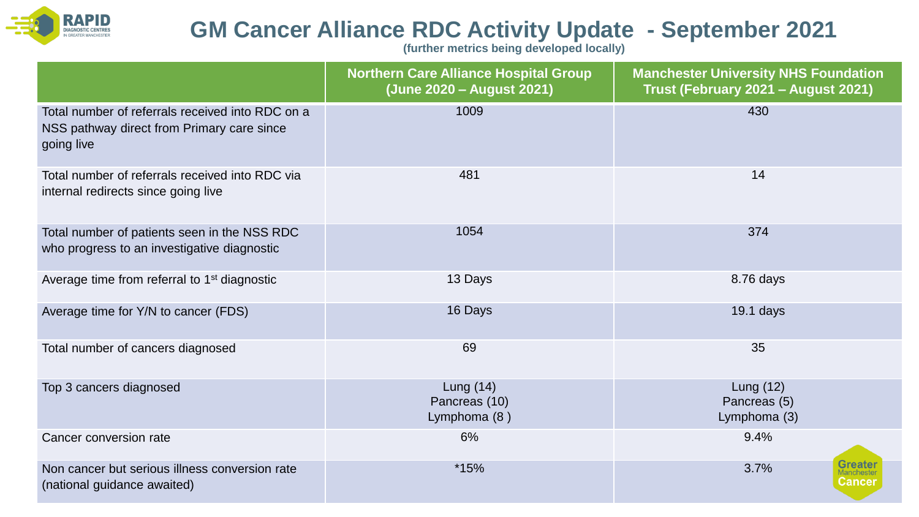# GM Cancer Alliance RDC Activity Update - September 2021

**(further metrics being developed locally)**

| | Northern Care Alliance Hospital Group (June 2020 – August 2021) | Manchester University NHS Foundation Trust (February 2021 – August 2021) |
|---|---|---|
| Total number of referrals received into RDC on a NSS pathway direct from Primary care since going live | 1009 | 430 |
| Total number of referrals received into RDC via internal redirects since going live | 481 | 14 |
| Total number of patients seen in the NSS RDC who progress to an investigative diagnostic | 1054 | 374 |
| Average time from referral to 1st diagnostic | 13 Days | 8.76 days |
| Average time for Y/N to cancer (FDS) | 16 Days | 19.1 days |
| Total number of cancers diagnosed | 69 | 35 |
| Top 3 cancers diagnosed | Lung (14)<br>Pancreas (10)<br>Lymphoma (8 ) | Lung (12)<br>Pancreas (5)<br>Lymphoma (3) |
| Cancer conversion rate | 6% | 9.4% |
| Non cancer but serious illness conversion rate (national guidance awaited) | *15% | 3.7% |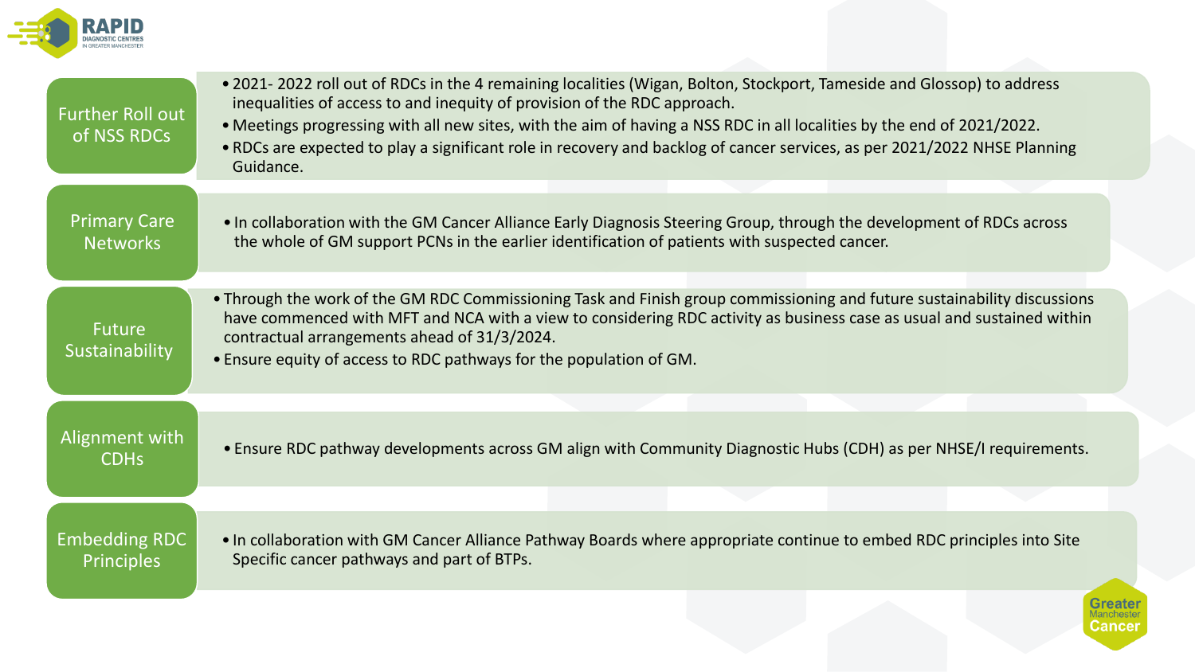## Further Roll out of NSS RDCs

- 2021- 2022 roll out of RDCs in the 4 remaining localities (Wigan, Bolton, Stockport, Tameside and Glossop) to address inequalities of access to and inequity of provision of the RDC approach.
- Meetings progressing with all new sites, with the aim of having a NSS RDC in all localities by the end of 2021/2022.
- RDCs are expected to play a significant role in recovery and backlog of cancer services, as per 2021/2022 NHSE Planning Guidance.

## Primary Care Networks

- In collaboration with the GM Cancer Alliance Early Diagnosis Steering Group, through the development of RDCs across the whole of GM support PCNs in the earlier identification of patients with suspected cancer.

## Future Sustainability

- Through the work of the GM RDC Commissioning Task and Finish group commissioning and future sustainability discussions have commenced with MFT and NCA with a view to considering RDC activity as business case as usual and sustained within contractual arrangements ahead of 31/3/2024.
- Ensure equity of access to RDC pathways for the population of GM.

## Alignment with CDHs

- Ensure RDC pathway developments across GM align with Community Diagnostic Hubs (CDH) as per NHSE/I requirements.

## Embedding RDC Principles

- In collaboration with GM Cancer Alliance Pathway Boards where appropriate continue to embed RDC principles into Site Specific cancer pathways and part of BTPs.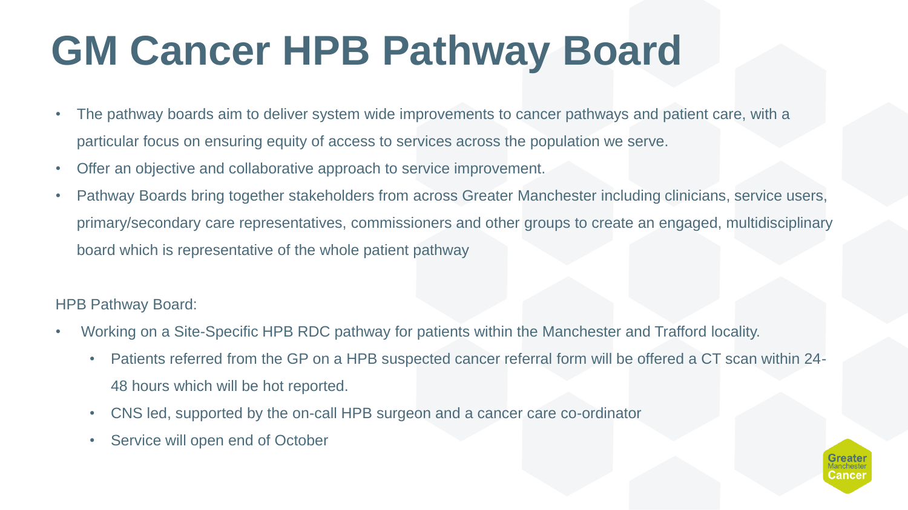# GM Cancer HPB Pathway Board

- The pathway boards aim to deliver system wide improvements to cancer pathways and patient care, with a particular focus on ensuring equity of access to services across the population we serve.
- Offer an objective and collaborative approach to service improvement.
- Pathway Boards bring together stakeholders from across Greater Manchester including clinicians, service users, primary/secondary care representatives, commissioners and other groups to create an engaged, multidisciplinary board which is representative of the whole patient pathway

HPB Pathway Board:

- Working on a Site-Specific HPB RDC pathway for patients within the Manchester and Trafford locality.
  - Patients referred from the GP on a HPB suspected cancer referral form will be offered a CT scan within 24-48 hours which will be hot reported.
  - CNS led, supported by the on-call HPB surgeon and a cancer care co-ordinator
  - Service will open end of October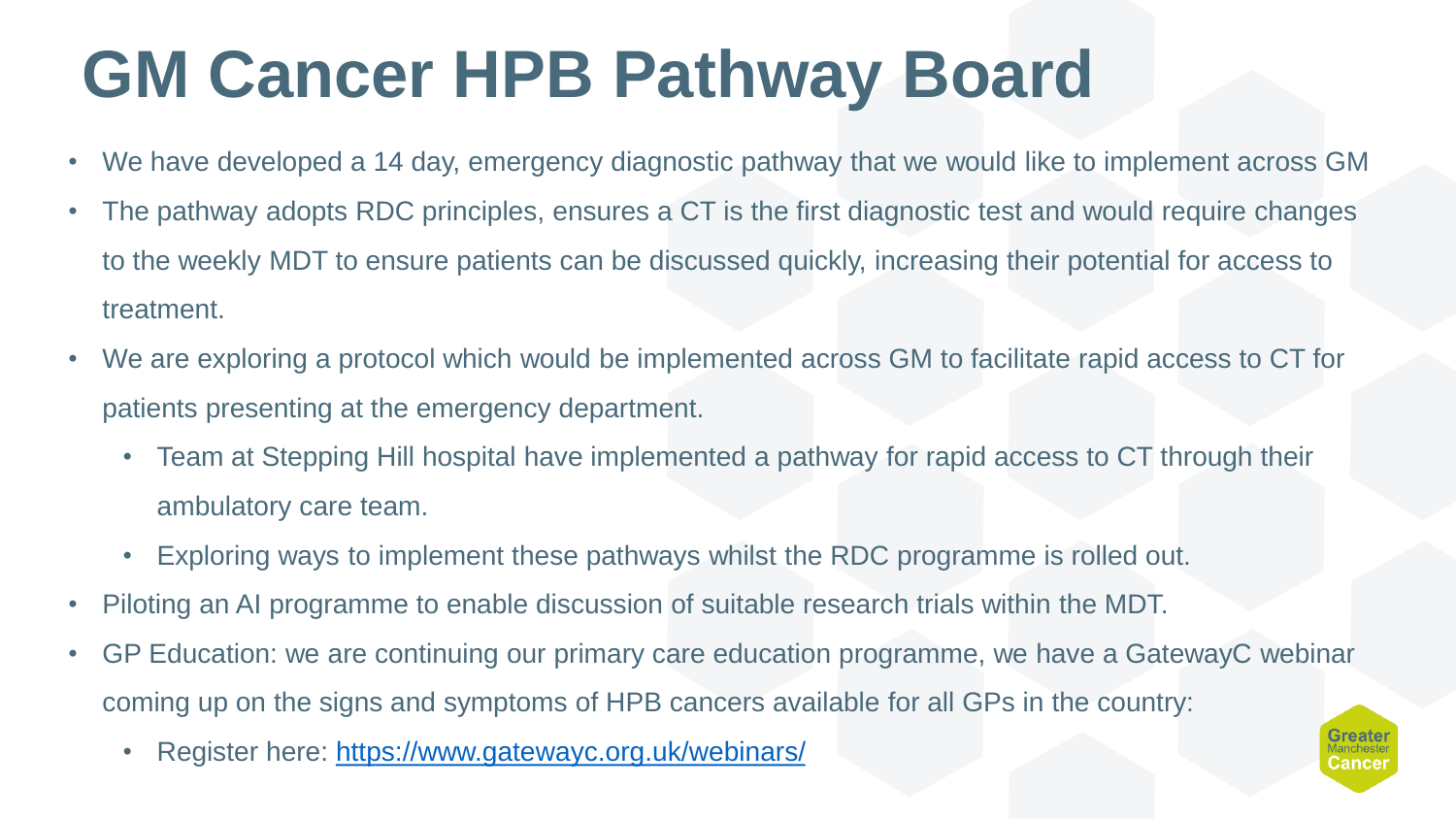# GM Cancer HPB Pathway Board

- We have developed a 14 day, emergency diagnostic pathway that we would like to implement across GM
- The pathway adopts RDC principles, ensures a CT is the first diagnostic test and would require changes to the weekly MDT to ensure patients can be discussed quickly, increasing their potential for access to treatment.
- We are exploring a protocol which would be implemented across GM to facilitate rapid access to CT for patients presenting at the emergency department.
  - Team at Stepping Hill hospital have implemented a pathway for rapid access to CT through their ambulatory care team.
  - Exploring ways to implement these pathways whilst the RDC programme is rolled out.
- Piloting an AI programme to enable discussion of suitable research trials within the MDT.
- GP Education: we are continuing our primary care education programme, we have a GatewayC webinar coming up on the signs and symptoms of HPB cancers available for all GPs in the country:
  - Register here: https://www.gatewayc.org.uk/webinars/